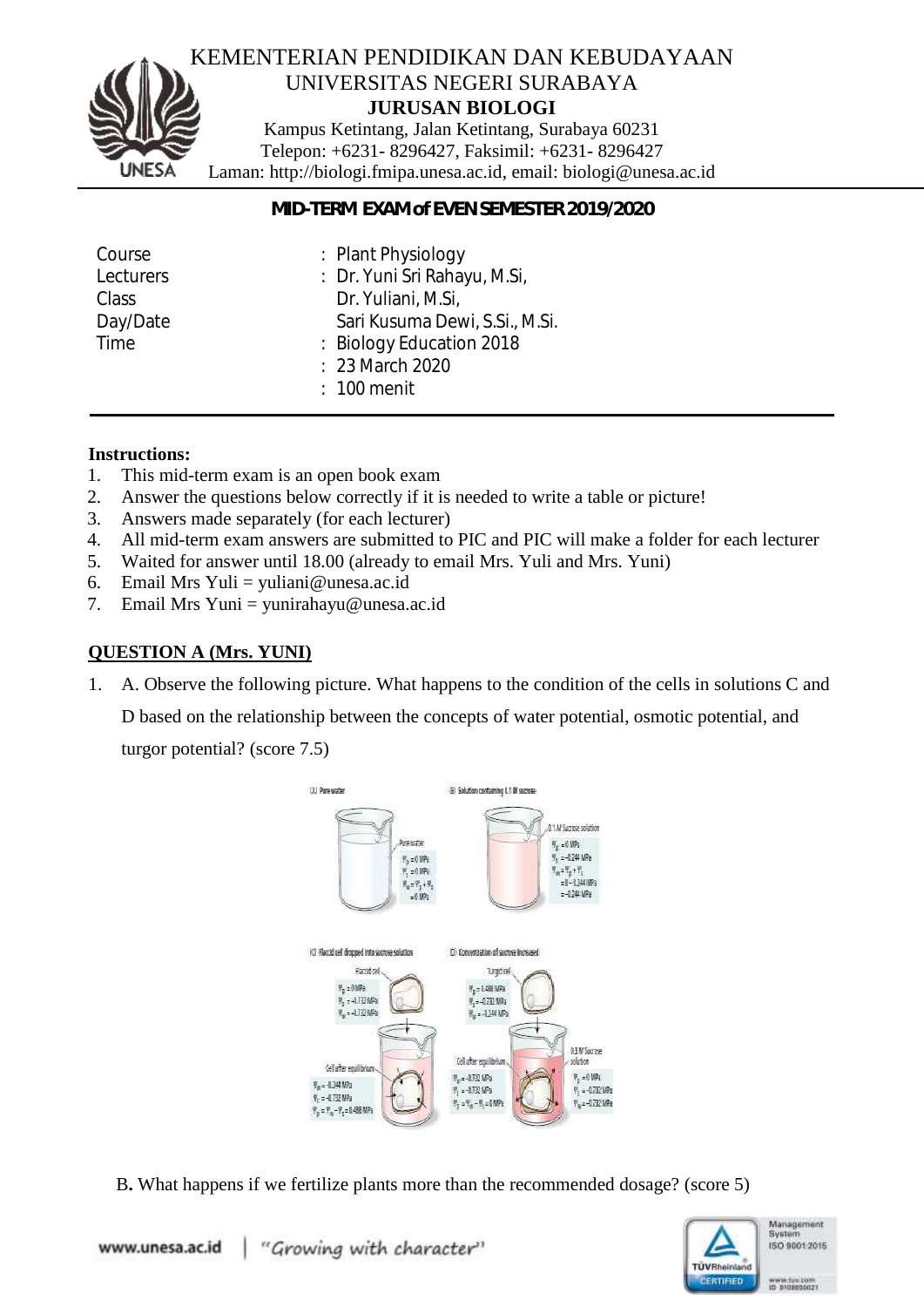# KEMENTERIAN PENDIDIKAN DAN KEBUDAYAAN
## UNIVERSITAS NEGERI SURABAYA
### JURUSAN BIOLOGI

Kampus Ketintang, Jalan Ketintang, Surabaya 60231
Telepon: +6231- 8296427, Faksimil: +6231- 8296427
Laman: http://biologi.fmipa.unesa.ac.id, email: biologi@unesa.ac.id

**MID-TERM EXAM of EVEN SEMESTER 2019/2020**

| | |
|---|---|
| Course | : Plant Physiology |
| Lecturers | : Dr. Yuni Sri Rahayu, M.Si, Dr. Yuliani, M.Si, Sari Kusuma Dewi, S.Si., M.Si. |
| Class | : Biology Education 2018 |
| Day/Date | : 23 March 2020 |
| Time | : 100 menit |

**Instructions:**

1. This mid-term exam is an open book exam
2. Answer the questions below correctly if it is needed to write a table or picture!
3. Answers made separately (for each lecturer)
4. All mid-term exam answers are submitted to PIC and PIC will make a folder for each lecturer
5. Waited for answer until 18.00 (already to email Mrs. Yuli and Mrs. Yuni)
6. Email Mrs Yuli = yuliani@unesa.ac.id
7. Email Mrs Yuni = yunirahayu@unesa.ac.id

**QUESTION A (Mrs. YUNI)**

1. A. Observe the following picture. What happens to the condition of the cells in solutions C and D based on the relationship between the concepts of water potential, osmotic potential, and turgor potential? (score 7.5)

(A) Pure water — Pure water: $\Psi_p = 0$ MPa, $\Psi_s = 0$ MPa, $\Psi_w = \Psi_p + \Psi_s = 0$ MPa

(B) Solution containing 0.1 M sucrose — 0.1 M Sucrose solution: $\Psi_p = 0$ MPa, $\Psi_s = -0.244$ MPa, $\Psi_w = \Psi_p + \Psi_s = 0 - 0.244$ MPa $= -0.244$ MPa

(C) Flaccid cell dropped into sucrose solution — Flaccid cell: $\Psi_p = 0$ MPa, $\Psi_s = -0.732$ MPa, $\Psi_w = -0.732$ MPa. Cell after equilibrium: $\Psi_w = -0.244$ MPa, $\Psi_s = -0.732$ MPa, $\Psi_p = \Psi_w - \Psi_s = 0.488$ MPa

(D) Concentration of sucrose increased — Turgid cell: $\Psi_p = 0.488$ MPa, $\Psi_s = -0.732$ MPa, $\Psi_w = -0.244$ MPa. 0.3 M Sucrose solution: $\Psi_p = 0$ MPa, $\Psi_s = -0.732$ MPa, $\Psi_w = -0.732$ MPa. Cell after equilibrium: $\Psi_w = -0.732$ MPa, $\Psi_s = -0.732$ MPa, $\Psi_p = \Psi_w - \Psi_s = 0$ MPa

B. What happens if we fertilize plants more than the recommended dosage? (score 5)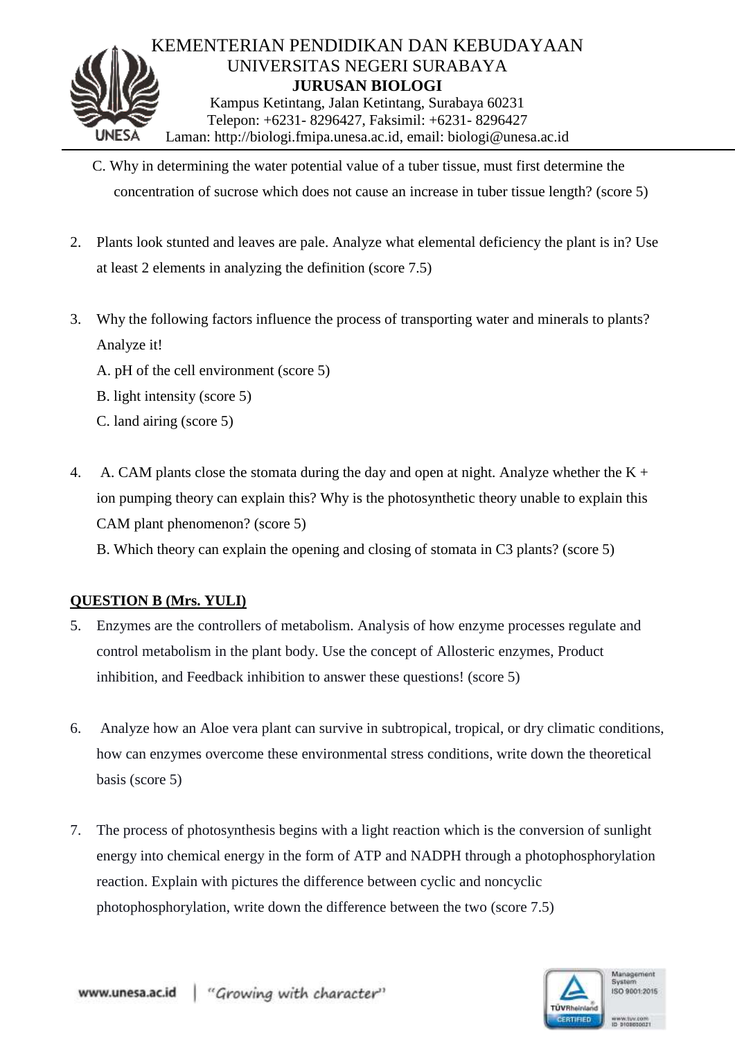C. Why in determining the water potential value of a tuber tissue, must first determine the concentration of sucrose which does not cause an increase in tuber tissue length? (score 5)

2. Plants look stunted and leaves are pale. Analyze what elemental deficiency the plant is in? Use at least 2 elements in analyzing the definition (score 7.5)

3. Why the following factors influence the process of transporting water and minerals to plants? Analyze it!

   A. pH of the cell environment (score 5)

   B. light intensity (score 5)

   C. land airing (score 5)

4. A. CAM plants close the stomata during the day and open at night. Analyze whether the K + ion pumping theory can explain this? Why is the photosynthetic theory unable to explain this CAM plant phenomenon? (score 5)

   B. Which theory can explain the opening and closing of stomata in C3 plants? (score 5)

**QUESTION B (Mrs. YULI)**

5. Enzymes are the controllers of metabolism. Analysis of how enzyme processes regulate and control metabolism in the plant body. Use the concept of Allosteric enzymes, Product inhibition, and Feedback inhibition to answer these questions! (score 5)

6. Analyze how an Aloe vera plant can survive in subtropical, tropical, or dry climatic conditions, how can enzymes overcome these environmental stress conditions, write down the theoretical basis (score 5)

7. The process of photosynthesis begins with a light reaction which is the conversion of sunlight energy into chemical energy in the form of ATP and NADPH through a photophosphorylation reaction. Explain with pictures the difference between cyclic and noncyclic photophosphorylation, write down the difference between the two (score 7.5)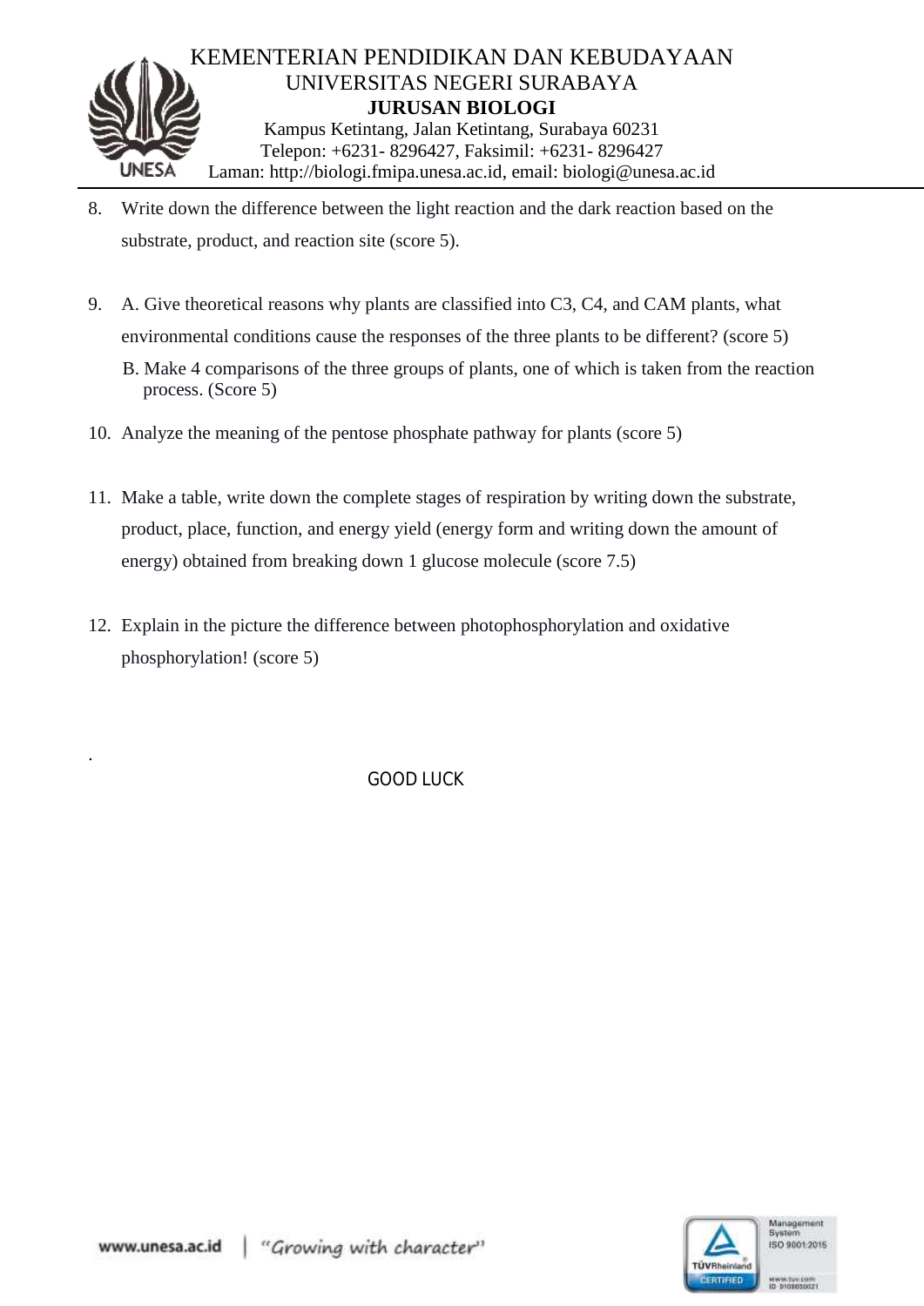8. Write down the difference between the light reaction and the dark reaction based on the substrate, product, and reaction site (score 5).

9. A. Give theoretical reasons why plants are classified into C3, C4, and CAM plants, what environmental conditions cause the responses of the three plants to be different? (score 5)

   B. Make 4 comparisons of the three groups of plants, one of which is taken from the reaction process. (Score 5)

10. Analyze the meaning of the pentose phosphate pathway for plants (score 5)

11. Make a table, write down the complete stages of respiration by writing down the substrate, product, place, function, and energy yield (energy form and writing down the amount of energy) obtained from breaking down 1 glucose molecule (score 7.5)

12. Explain in the picture the difference between photophosphorylation and oxidative phosphorylation! (score 5)

GOOD LUCK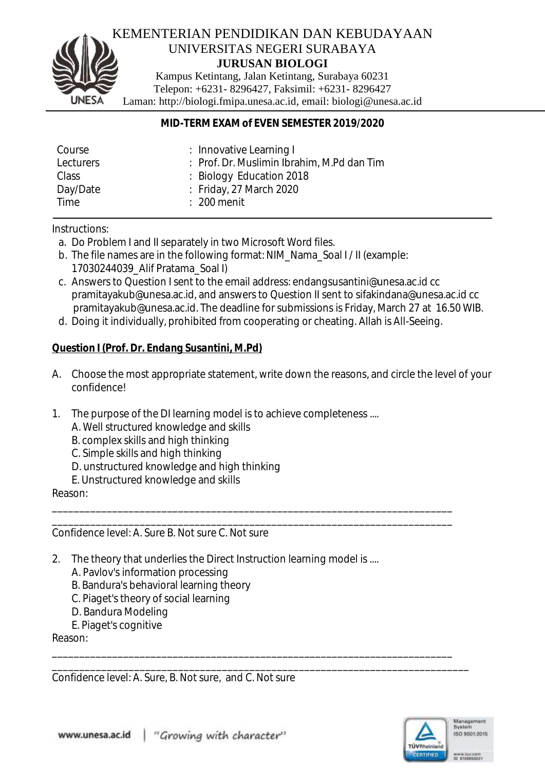KEMENTERIAN PENDIDIKAN DAN KEBUDAYAAN
UNIVERSITAS NEGERI SURABAYA
**JURUSAN BIOLOGI**
Kampus Ketintang, Jalan Ketintang, Surabaya 60231
Telepon: +6231- 8296427, Faksimil: +6231- 8296427
Laman: http://biologi.fmipa.unesa.ac.id, email: biologi@unesa.ac.id

**MID-TERM EXAM of EVEN SEMESTER 2019/2020**

| | |
|---|---|
| Course | : Innovative Learning I |
| Lecturers | : Prof. Dr. Muslimin Ibrahim, M.Pd dan Tim |
| Class | : Biology Education 2018 |
| Day/Date | : Friday, 27 March 2020 |
| Time | : 200 menit |

Instructions:

a. Do Problem I and II separately in two Microsoft Word files.
b. The file names are in the following format: NIM_Nama_Soal I / II (example: 17030244039_Alif Pratama_Soal I)
c. Answers to Question I sent to the email address: endangsusantini@unesa.ac.id cc pramitayakub@unesa.ac.id, and answers to Question II sent to sifakindana@unesa.ac.id cc pramitayakub@unesa.ac.id. The deadline for submissions is Friday, March 27 at 16.50 WIB.
d. Doing it individually, prohibited from cooperating or cheating. Allah is All-Seeing.

**Question I (Prof. Dr. Endang Susantini, M.Pd)**

A. Choose the most appropriate statement, write down the reasons, and circle the level of your confidence!

1. The purpose of the DI learning model is to achieve completeness ....
   A. Well structured knowledge and skills
   B. complex skills and high thinking
   C. Simple skills and high thinking
   D. unstructured knowledge and high thinking
   E. Unstructured knowledge and skills

Reason:

___________________________________________________________________________

___________________________________________________________________________

Confidence level: A. Sure B. Not sure C. Not sure

2. The theory that underlies the Direct Instruction learning model is ....
   A. Pavlov's information processing
   B. Bandura's behavioral learning theory
   C. Piaget's theory of social learning
   D. Bandura Modeling
   E. Piaget's cognitive

Reason:

___________________________________________________________________________

___________________________________________________________________________

Confidence level: A. Sure, B. Not sure, and C. Not sure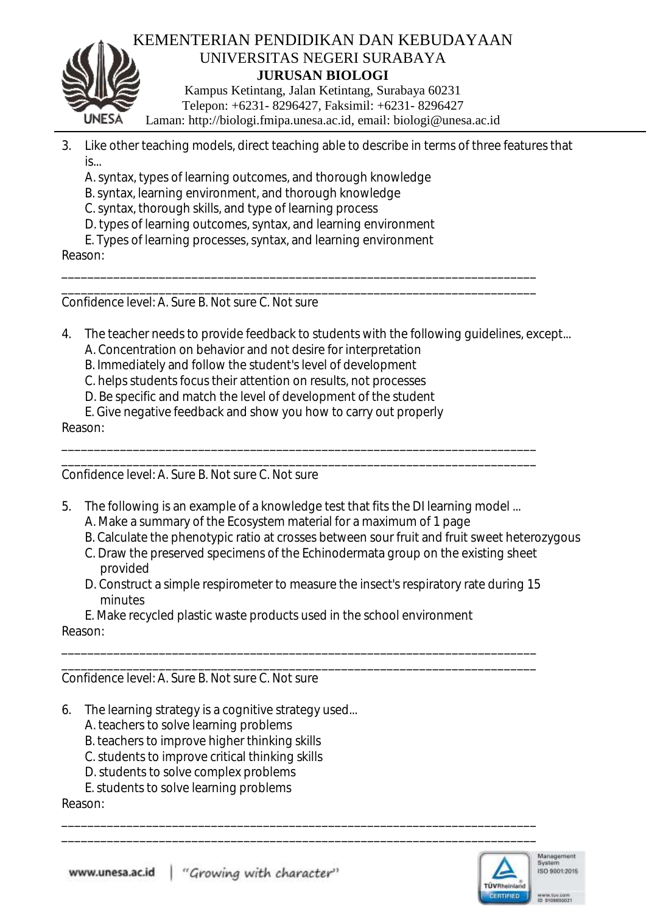3. Like other teaching models, direct teaching able to describe in terms of three features that is...
   A. syntax, types of learning outcomes, and thorough knowledge
   B. syntax, learning environment, and thorough knowledge
   C. syntax, thorough skills, and type of learning process
   D. types of learning outcomes, syntax, and learning environment
   E. Types of learning processes, syntax, and learning environment

Reason:

___________________________________________________________________________
___________________________________________________________________________

Confidence level: A. Sure B. Not sure C. Not sure

4. The teacher needs to provide feedback to students with the following guidelines, except...
   A. Concentration on behavior and not desire for interpretation
   B. Immediately and follow the student's level of development
   C. helps students focus their attention on results, not processes
   D. Be specific and match the level of development of the student
   E. Give negative feedback and show you how to carry out properly

Reason:

___________________________________________________________________________
___________________________________________________________________________

Confidence level: A. Sure B. Not sure C. Not sure

5. The following is an example of a knowledge test that fits the DI learning model ...
   A. Make a summary of the Ecosystem material for a maximum of 1 page
   B. Calculate the phenotypic ratio at crosses between sour fruit and fruit sweet heterozygous
   C. Draw the preserved specimens of the Echinodermata group on the existing sheet provided
   D. Construct a simple respirometer to measure the insect's respiratory rate during 15 minutes
   E. Make recycled plastic waste products used in the school environment

Reason:

___________________________________________________________________________
___________________________________________________________________________

Confidence level: A. Sure B. Not sure C. Not sure

6. The learning strategy is a cognitive strategy used...
   A. teachers to solve learning problems
   B. teachers to improve higher thinking skills
   C. students to improve critical thinking skills
   D. students to solve complex problems
   E. students to solve learning problems

Reason:

___________________________________________________________________________
___________________________________________________________________________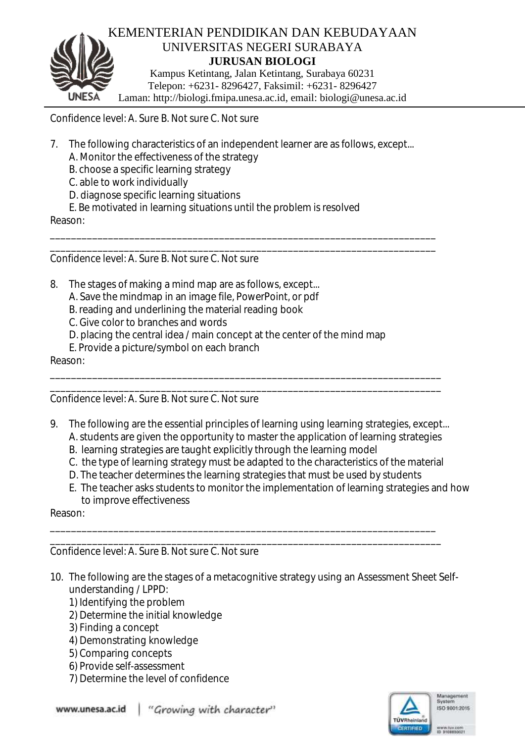Confidence level: A. Sure B. Not sure C. Not sure

7. The following characteristics of an independent learner are as follows, except...
   A. Monitor the effectiveness of the strategy
   B. choose a specific learning strategy
   C. able to work individually
   D. diagnose specific learning situations
   E. Be motivated in learning situations until the problem is resolved

Reason:

___________________________________________________________________________
___________________________________________________________________________

Confidence level: A. Sure B. Not sure C. Not sure

8. The stages of making a mind map are as follows, except...
   A. Save the mindmap in an image file, PowerPoint, or pdf
   B. reading and underlining the material reading book
   C. Give color to branches and words
   D. placing the central idea / main concept at the center of the mind map
   E. Provide a picture/symbol on each branch

Reason:

___________________________________________________________________________
___________________________________________________________________________

Confidence level: A. Sure B. Not sure C. Not sure

9. The following are the essential principles of learning using learning strategies, except...
   A. students are given the opportunity to master the application of learning strategies
   B. learning strategies are taught explicitly through the learning model
   C. the type of learning strategy must be adapted to the characteristics of the material
   D. The teacher determines the learning strategies that must be used by students
   E. The teacher asks students to monitor the implementation of learning strategies and how to improve effectiveness

Reason:

___________________________________________________________________________
___________________________________________________________________________

Confidence level: A. Sure B. Not sure C. Not sure

10. The following are the stages of a metacognitive strategy using an Assessment Sheet Self-understanding / LPPD:
    1) Identifying the problem
    2) Determine the initial knowledge
    3) Finding a concept
    4) Demonstrating knowledge
    5) Comparing concepts
    6) Provide self-assessment
    7) Determine the level of confidence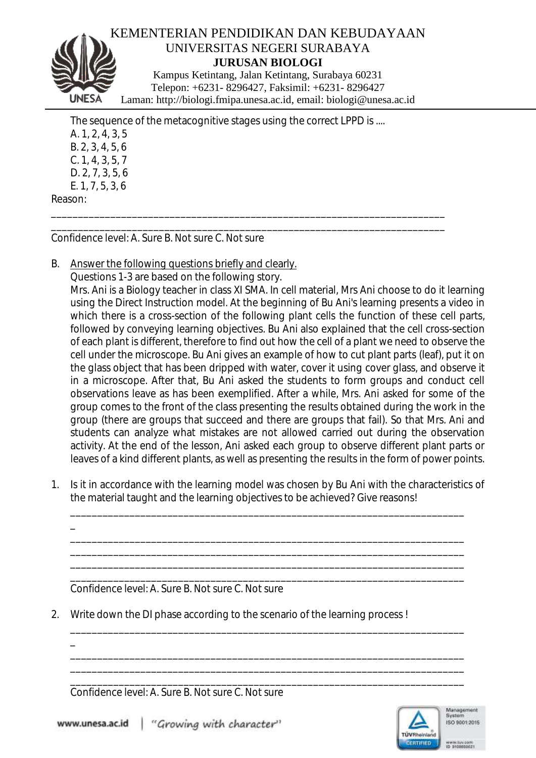The sequence of the metacognitive stages using the correct LPPD is ....

A. 1, 2, 4, 3, 5
B. 2, 3, 4, 5, 6
C. 1, 4, 3, 5, 7
D. 2, 7, 3, 5, 6
E. 1, 7, 5, 3, 6

Reason:

___________________________________________________________________________
___________________________________________________________________________

Confidence level: A. Sure B. Not sure C. Not sure

B. Answer the following questions briefly and clearly.

Questions 1-3 are based on the following story.

Mrs. Ani is a Biology teacher in class XI SMA. In cell material, Mrs Ani choose to do it learning using the Direct Instruction model. At the beginning of Bu Ani's learning presents a video in which there is a cross-section of the following plant cells the function of these cell parts, followed by conveying learning objectives. Bu Ani also explained that the cell cross-section of each plant is different, therefore to find out how the cell of a plant we need to observe the cell under the microscope. Bu Ani gives an example of how to cut plant parts (leaf), put it on the glass object that has been dripped with water, cover it using cover glass, and observe it in a microscope. After that, Bu Ani asked the students to form groups and conduct cell observations leave as has been exemplified. After a while, Mrs. Ani asked for some of the group comes to the front of the class presenting the results obtained during the work in the group (there are groups that succeed and there are groups that fail). So that Mrs. Ani and students can analyze what mistakes are not allowed carried out during the observation activity. At the end of the lesson, Ani asked each group to observe different plant parts or leaves of a kind different plants, as well as presenting the results in the form of power points.

1. Is it in accordance with the learning model was chosen by Bu Ani with the characteristics of the material taught and the learning objectives to be achieved? Give reasons!

   ___________________________________________________________________________
   _
   ___________________________________________________________________________
   ___________________________________________________________________________
   ___________________________________________________________________________
   ___________________________________________________________________________

   Confidence level: A. Sure B. Not sure C. Not sure

2. Write down the DI phase according to the scenario of the learning process !

   ___________________________________________________________________________
   _
   ___________________________________________________________________________
   ___________________________________________________________________________
   ___________________________________________________________________________

   Confidence level: A. Sure B. Not sure C. Not sure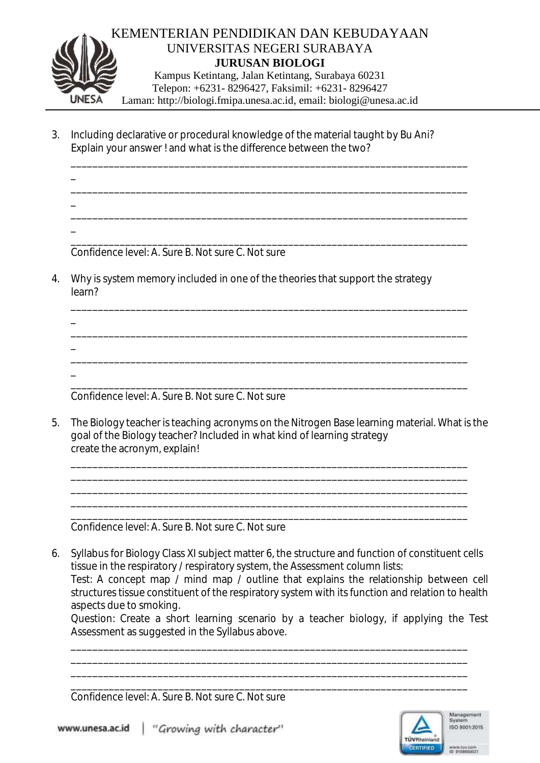KEMENTERIAN PENDIDIKAN DAN KEBUDAYAAN
UNIVERSITAS NEGERI SURABAYA
**JURUSAN BIOLOGI**
Kampus Ketintang, Jalan Ketintang, Surabaya 60231
Telepon: +6231- 8296427, Faksimil: +6231- 8296427
Laman: http://biologi.fmipa.unesa.ac.id, email: biologi@unesa.ac.id

3. Including declarative or procedural knowledge of the material taught by Bu Ani? Explain your answer ! and what is the difference between the two?

   ___________________________________________________________________________
   _
   ___________________________________________________________________________
   _
   ___________________________________________________________________________
   _
   ___________________________________________________________________________

   Confidence level: A. Sure B. Not sure C. Not sure

4. Why is system memory included in one of the theories that support the strategy learn?

   ___________________________________________________________________________
   _
   ___________________________________________________________________________
   _
   ___________________________________________________________________________
   _
   ___________________________________________________________________________

   Confidence level: A. Sure B. Not sure C. Not sure

5. The Biology teacher is teaching acronyms on the Nitrogen Base learning material. What is the goal of the Biology teacher? Included in what kind of learning strategy create the acronym, explain!

   ___________________________________________________________________________
   ___________________________________________________________________________
   ___________________________________________________________________________
   ___________________________________________________________________________
   ___________________________________________________________________________

   Confidence level: A. Sure B. Not sure C. Not sure

6. Syllabus for Biology Class XI subject matter 6, the structure and function of constituent cells tissue in the respiratory / respiratory system, the Assessment column lists:
   Test: A concept map / mind map / outline that explains the relationship between cell structures tissue constituent of the respiratory system with its function and relation to health aspects due to smoking.
   Question: Create a short learning scenario by a teacher biology, if applying the Test Assessment as suggested in the Syllabus above.

   ___________________________________________________________________________
   ___________________________________________________________________________
   ___________________________________________________________________________
   ___________________________________________________________________________

   Confidence level: A. Sure B. Not sure C. Not sure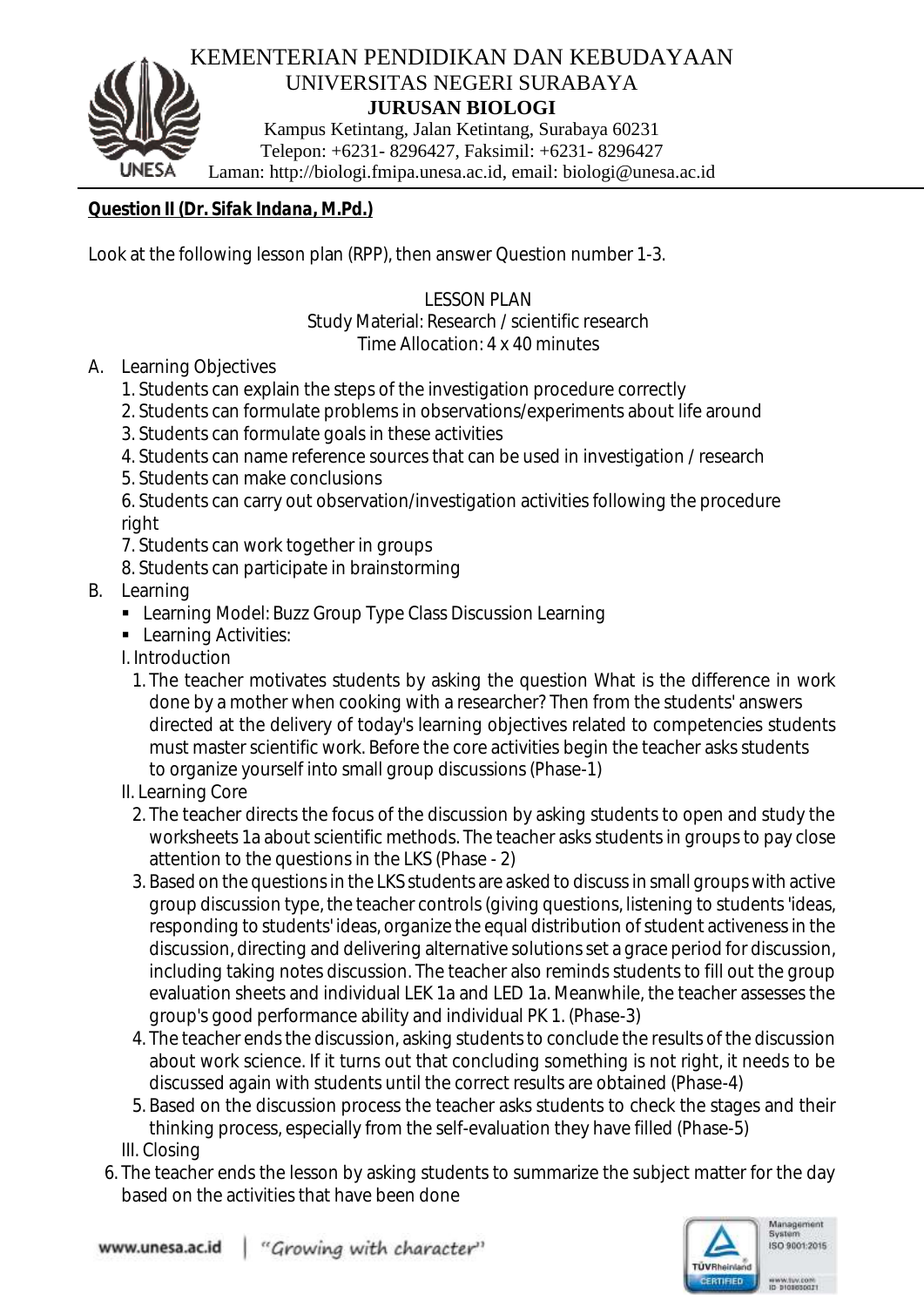KEMENTERIAN PENDIDIKAN DAN KEBUDAYAAN
UNIVERSITAS NEGERI SURABAYA
**JURUSAN BIOLOGI**
Kampus Ketintang, Jalan Ketintang, Surabaya 60231
Telepon: +6231- 8296427, Faksimil: +6231- 8296427
Laman: http://biologi.fmipa.unesa.ac.id, email: biologi@unesa.ac.id

**Question II (Dr. Sifak Indana, M.Pd.)**

Look at the following lesson plan (RPP), then answer Question number 1-3.

LESSON PLAN
Study Material: Research / scientific research
Time Allocation: 4 x 40 minutes

A. Learning Objectives
   1. Students can explain the steps of the investigation procedure correctly
   2. Students can formulate problems in observations/experiments about life around
   3. Students can formulate goals in these activities
   4. Students can name reference sources that can be used in investigation / research
   5. Students can make conclusions
   6. Students can carry out observation/investigation activities following the procedure right
   7. Students can work together in groups
   8. Students can participate in brainstorming
B. Learning
   - Learning Model: Buzz Group Type Class Discussion Learning
   - Learning Activities:

   I. Introduction
   1. The teacher motivates students by asking the question What is the difference in work done by a mother when cooking with a researcher? Then from the students' answers directed at the delivery of today's learning objectives related to competencies students must master scientific work. Before the core activities begin the teacher asks students to organize yourself into small group discussions (Phase-1)

   II. Learning Core
   2. The teacher directs the focus of the discussion by asking students to open and study the worksheets 1a about scientific methods. The teacher asks students in groups to pay close attention to the questions in the LKS (Phase - 2)
   3. Based on the questions in the LKS students are asked to discuss in small groups with active group discussion type, the teacher controls (giving questions, listening to students 'ideas, responding to students' ideas, organize the equal distribution of student activeness in the discussion, directing and delivering alternative solutions set a grace period for discussion, including taking notes discussion. The teacher also reminds students to fill out the group evaluation sheets and individual LEK 1a and LED 1a. Meanwhile, the teacher assesses the group's good performance ability and individual PK 1. (Phase-3)
   4. The teacher ends the discussion, asking students to conclude the results of the discussion about work science. If it turns out that concluding something is not right, it needs to be discussed again with students until the correct results are obtained (Phase-4)
   5. Based on the discussion process the teacher asks students to check the stages and their thinking process, especially from the self-evaluation they have filled (Phase-5)

   III. Closing
   6. The teacher ends the lesson by asking students to summarize the subject matter for the day based on the activities that have been done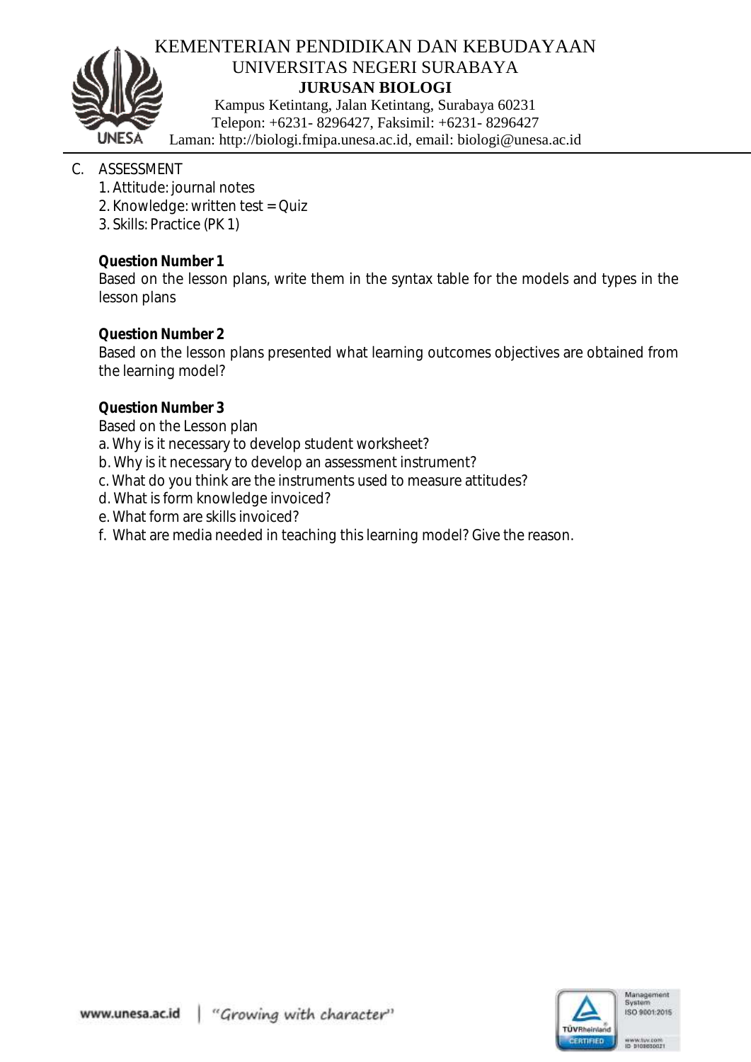C. ASSESSMENT

1. Attitude: journal notes
2. Knowledge: written test = Quiz
3. Skills: Practice (PK 1)

**Question Number 1**

Based on the lesson plans, write them in the syntax table for the models and types in the lesson plans

**Question Number 2**

Based on the lesson plans presented what learning outcomes objectives are obtained from the learning model?

**Question Number 3**

Based on the Lesson plan

a. Why is it necessary to develop student worksheet?
b. Why is it necessary to develop an assessment instrument?
c. What do you think are the instruments used to measure attitudes?
d. What is form knowledge invoiced?
e. What form are skills invoiced?
f. What are media needed in teaching this learning model? Give the reason.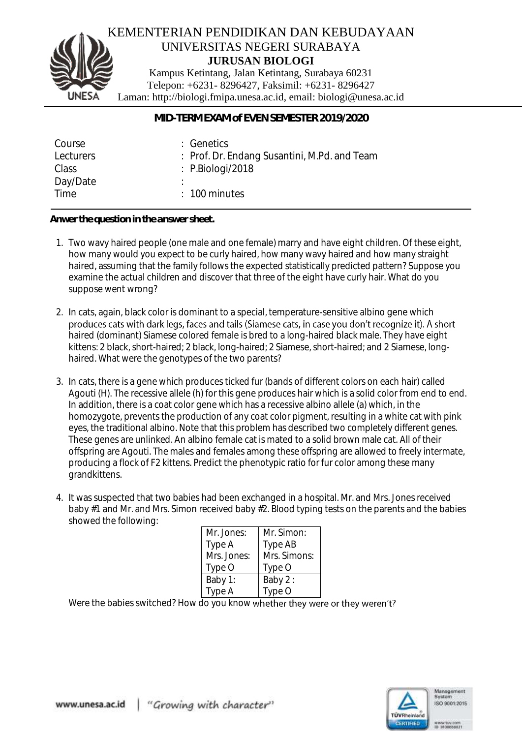KEMENTERIAN PENDIDIKAN DAN KEBUDAYAAN
UNIVERSITAS NEGERI SURABAYA
**JURUSAN BIOLOGI**
Kampus Ketintang, Jalan Ketintang, Surabaya 60231
Telepon: +6231- 8296427, Faksimil: +6231- 8296427
Laman: http://biologi.fmipa.unesa.ac.id, email: biologi@unesa.ac.id

## MID-TERM EXAM of EVEN SEMESTER 2019/2020

| | |
|---|---|
| Course | : Genetics |
| Lecturers | : Prof. Dr. Endang Susantini, M.Pd. and Team |
| Class | : P.Biologi/2018 |
| Day/Date | : |
| Time | : 100 minutes |

**Anwer the question in the answer sheet.**

1. Two wavy haired people (one male and one female) marry and have eight children. Of these eight, how many would you expect to be curly haired, how many wavy haired and how many straight haired, assuming that the family follows the expected statistically predicted pattern? Suppose you examine the actual children and discover that three of the eight have curly hair. What do you suppose went wrong?

2. In cats, again, black color is dominant to a special, temperature-sensitive albino gene which produces cats with dark legs, faces and tails (Siamese cats, in case you don't recognize it). A short haired (dominant) Siamese colored female is bred to a long-haired black male. They have eight kittens: 2 black, short-haired; 2 black, long-haired; 2 Siamese, short-haired; and 2 Siamese, long-haired. What were the genotypes of the two parents?

3. In cats, there is a gene which produces ticked fur (bands of different colors on each hair) called Agouti (H). The recessive allele (h) for this gene produces hair which is a solid color from end to end. In addition, there is a coat color gene which has a recessive albino allele (a) which, in the homozygote, prevents the production of any coat color pigment, resulting in a white cat with pink eyes, the traditional albino. Note that this problem has described two completely different genes. These genes are unlinked. An albino female cat is mated to a solid brown male cat. All of their offspring are Agouti. The males and females among these offspring are allowed to freely intermate, producing a flock of F2 kittens. Predict the phenotypic ratio for fur color among these many grandkittens.

4. It was suspected that two babies had been exchanged in a hospital. Mr. and Mrs. Jones received baby #1 and Mr. and Mrs. Simon received baby #2. Blood typing tests on the parents and the babies showed the following:

| | |
|---|---|
| Mr. Jones: Type A | Mr. Simon: Type AB |
| Mrs. Jones: Type O | Mrs. Simons: Type O |
| Baby 1: Type A | Baby 2 : Type O |

Were the babies switched? How do you know whether they were or they weren't?